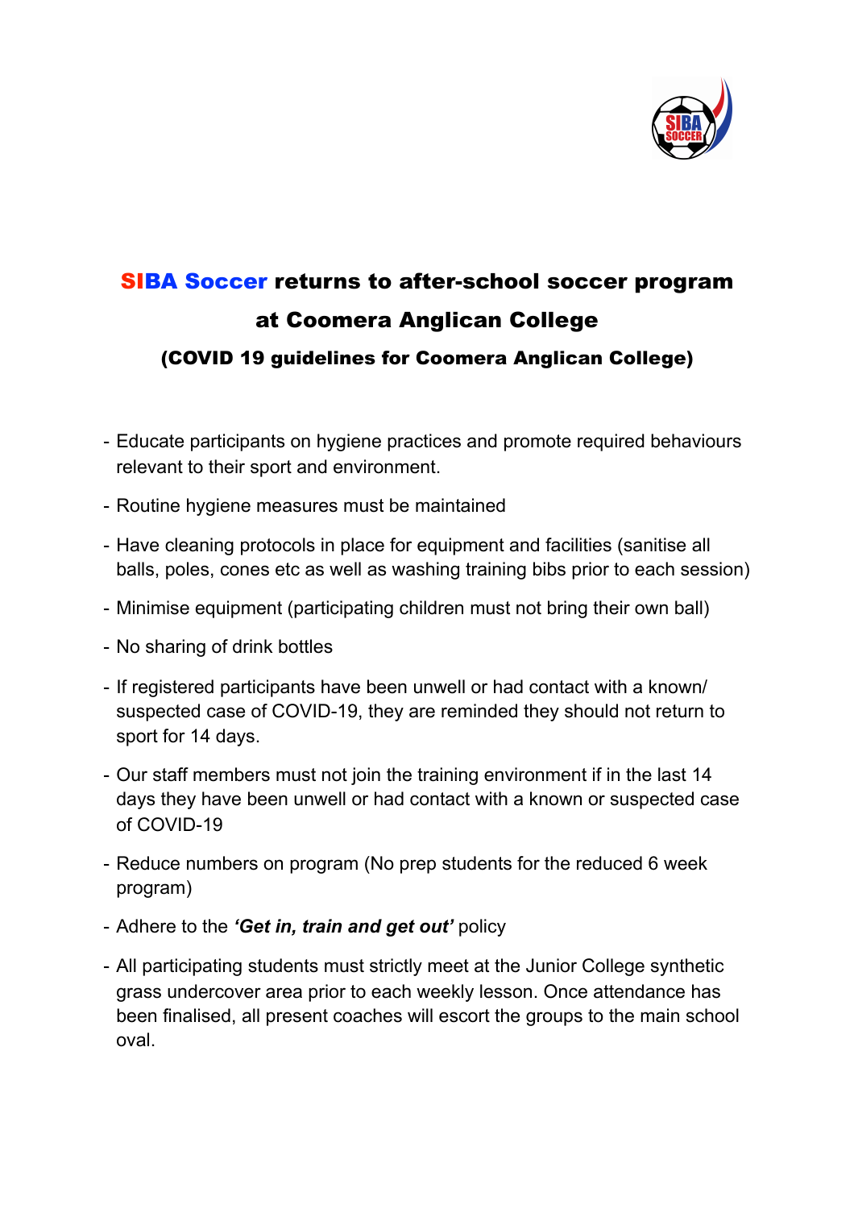# SIBA Soccer returns to after-school soccer program at Coomera Anglican College

### (COVID 19 guidelines for Coomera Anglican College)

- Educate participants on hygiene practices and promote required behaviours relevant to their sport and environment.
- Routine hygiene measures must be maintained
- Have cleaning protocols in place for equipment and facilities (sanitise all balls, poles, cones etc as well as washing training bibs prior to each session)
- Minimise equipment (participating children must not bring their own ball)
- No sharing of drink bottles
- If registered participants have been unwell or had contact with a known/ suspected case of COVID-19, they are reminded they should not return to sport for 14 days.
- Our staff members must not join the training environment if in the last 14 days they have been unwell or had contact with a known or suspected case of COVID-19
- Reduce numbers on program (No prep students for the reduced 6 week program)
- Adhere to the ***'Get in, train and get out'*** policy
- All participating students must strictly meet at the Junior College synthetic grass undercover area prior to each weekly lesson. Once attendance has been finalised, all present coaches will escort the groups to the main school oval.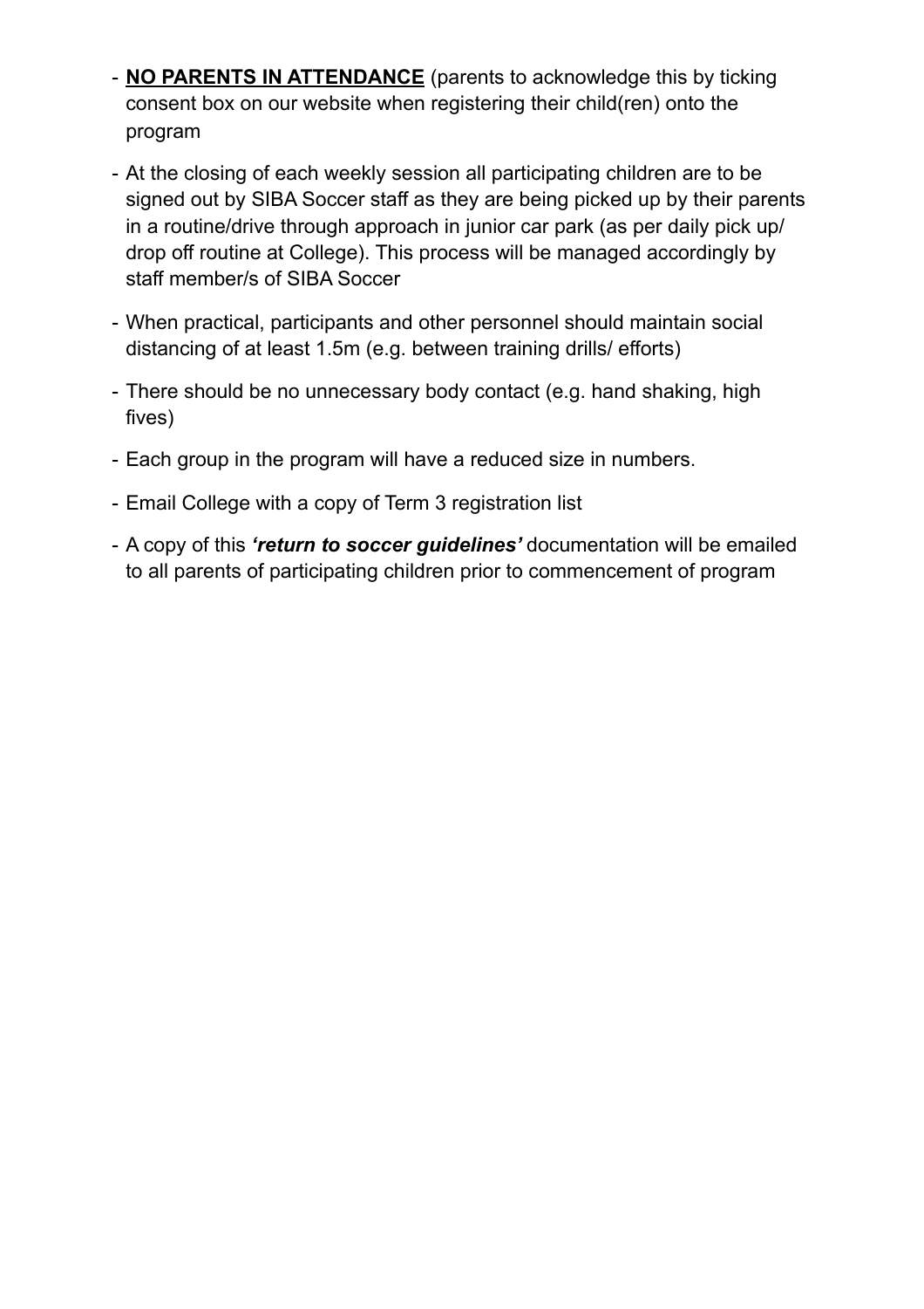- **<u>NO PARENTS IN ATTENDANCE</u>** (parents to acknowledge this by ticking consent box on our website when registering their child(ren) onto the program
- At the closing of each weekly session all participating children are to be signed out by SIBA Soccer staff as they are being picked up by their parents in a routine/drive through approach in junior car park (as per daily pick up/ drop off routine at College). This process will be managed accordingly by staff member/s of SIBA Soccer
- When practical, participants and other personnel should maintain social distancing of at least 1.5m (e.g. between training drills/ efforts)
- There should be no unnecessary body contact (e.g. hand shaking, high fives)
- Each group in the program will have a reduced size in numbers.
- Email College with a copy of Term 3 registration list
- A copy of this ***'return to soccer guidelines'*** documentation will be emailed to all parents of participating children prior to commencement of program